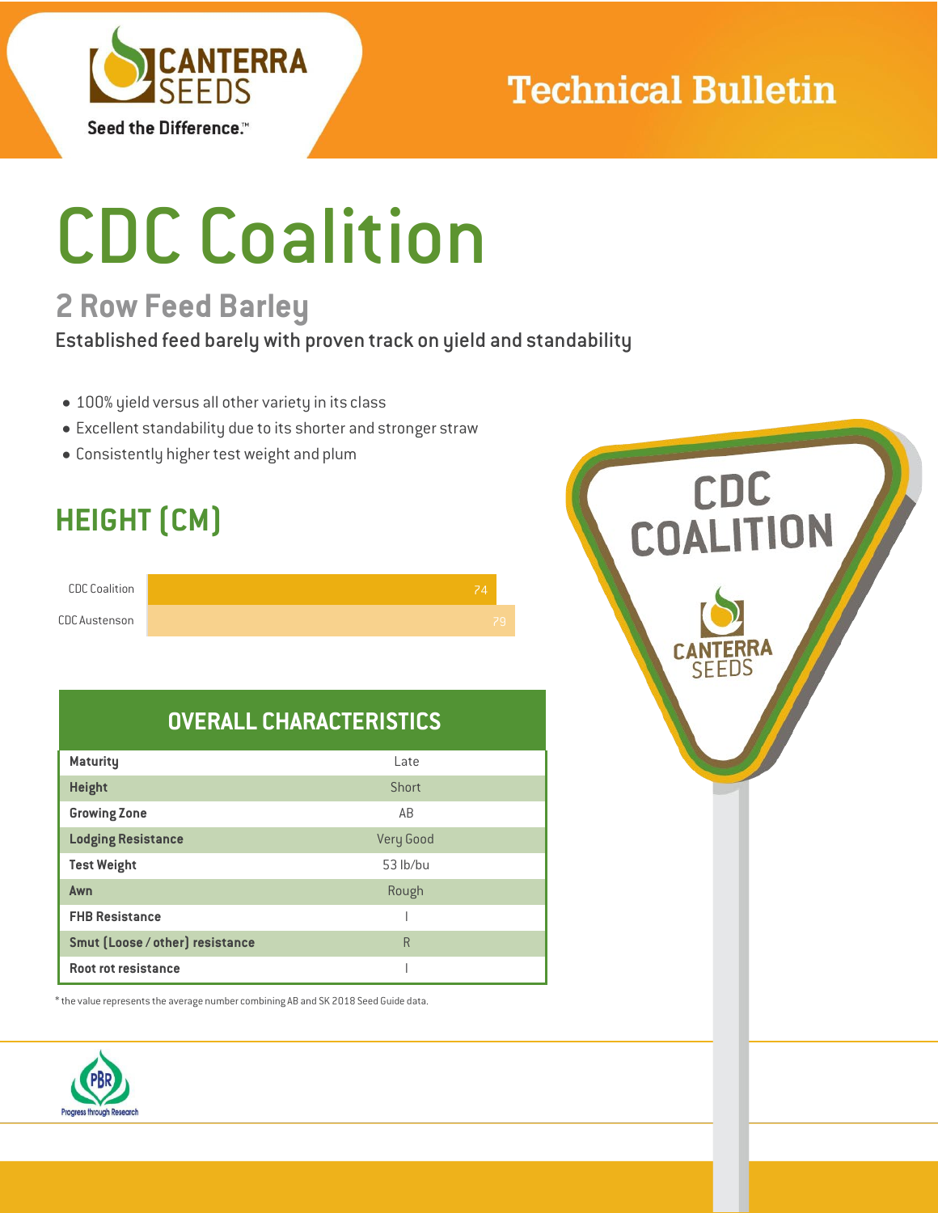Technical Bulletin

# CDC Coalition

## 2 Row Feed Barley

Established feed barely with proven track on yield and standability

- 100% yield versus all other variety in its class
- Excellent standability due to its shorter and stronger straw
- Consistently higher test weight and plum

## HEIGHT (CM)

| Variety | Height (cm) |
|---|---|
| CDC Coalition | 74 |
| CDC Austenson | 79 |

## OVERALL CHARACTERISTICS

| Characteristic | Value |
|---|---|
| **Maturity** | Late |
| **Height** | Short |
| **Growing Zone** | AB |
| **Lodging Resistance** | Very Good |
| **Test Weight** | 53 lb/bu |
| **Awn** | Rough |
| **FHB Resistance** | I |
| **Smut (Loose / other) resistance** | R |
| **Root rot resistance** | I |

* the value represents the average number combining AB and SK 2018 Seed Guide data.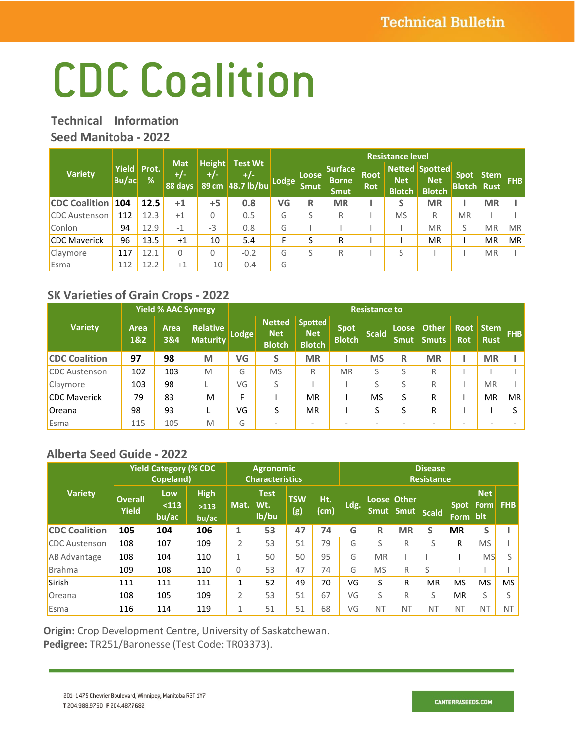# CDC Coalition

## Technical Information

### Seed Manitoba - 2022

| Variety | Yield Bu/ac | Prot. % | Mat +/- 88 days | Height +/- 89 cm | Test Wt +/- 48.7 lb/bu | Resistance level | | | | | | | | | |
|---|---|---|---|---|---|---|---|---|---|---|---|---|---|---|---|
| | | | | | | Lodge | Loose Smut | Surface Borne Smut | Root Rot | Netted Net Blotch | Spotted Net Blotch | Spot Blotch | Stem Rust | FHB |
| **CDC Coalition** | **104** | **12.5** | **+1** | **+5** | **0.8** | **VG** | **R** | **MR** | **I** | **S** | **MR** | **I** | **MR** | **I** |
| CDC Austenson | 112 | 12.3 | +1 | 0 | 0.5 | G | S | R | I | MS | R | MR | I | I |
| Conlon | 94 | 12.9 | -1 | -3 | 0.8 | G | I | I | I | I | MR | S | MR | MR |
| CDC Maverick | 96 | 13.5 | +1 | 10 | 5.4 | F | S | R | I | I | MR | I | MR | MR |
| Claymore | 117 | 12.1 | 0 | 0 | -0.2 | G | S | R | I | S | I | I | MR | I |
| Esma | 112 | 12.2 | +1 | -10 | -0.4 | G | - | - | - | - | - | - | - | - |

### SK Varieties of Grain Crops - 2022

| Variety | Yield % AAC Synergy | | | Resistance to | | | | | | | | | |
|---|---|---|---|---|---|---|---|---|---|---|---|---|---|
| | Area 1&2 | Area 3&4 | Relative Maturity | Lodge | Netted Net Blotch | Spotted Net Blotch | Spot Blotch | Scald | Loose Smut | Other Smuts | Root Rot | Stem Rust | FHB |
| **CDC Coalition** | **97** | **98** | **M** | **VG** | **S** | **MR** | **I** | **MS** | **R** | **MR** | **I** | **MR** | **I** |
| CDC Austenson | 102 | 103 | M | G | MS | R | MR | S | S | R | I | I | I |
| Claymore | 103 | 98 | L | VG | S | I | I | S | S | R | I | MR | I |
| CDC Maverick | 79 | 83 | M | F | I | MR | I | MS | S | R | I | MR | MR |
| Oreana | 98 | 93 | L | VG | S | MR | I | S | S | R | I | I | S |
| Esma | 115 | 105 | M | G | - | - | - | - | - | - | - | - | - |

### Alberta Seed Guide - 2022

| Variety | Yield Category (% CDC Copeland) | | | Agronomic Characteristics | | | | Disease Resistance | | | | | | |
|---|---|---|---|---|---|---|---|---|---|---|---|---|---|---|
| | Overall Yield | Low <113 bu/ac | High >113 bu/ac | Mat. | Test Wt. lb/bu | TSW (g) | Ht. (cm) | Ldg. | Loose Smut | Other Smut | Scald | Spot Form | Net Form blt | FHB |
| **CDC Coalition** | **105** | **104** | **106** | **1** | **53** | **47** | **74** | **G** | **R** | **MR** | **S** | **MR** | **S** | **I** |
| CDC Austenson | 108 | 107 | 109 | 2 | 53 | 51 | 79 | G | S | R | S | R | MS | I |
| AB Advantage | 108 | 104 | 110 | 1 | 50 | 50 | 95 | G | MR | I | I | I | MS | S |
| Brahma | 109 | 108 | 110 | 0 | 53 | 47 | 74 | G | MS | R | S | I | I | I |
| Sirish | 111 | 111 | 111 | 1 | 52 | 49 | 70 | VG | S | R | MR | MS | MS | MS |
| Oreana | 108 | 105 | 109 | 2 | 53 | 51 | 67 | VG | S | R | S | MR | S | S |
| Esma | 116 | 114 | 119 | 1 | 51 | 51 | 68 | VG | NT | NT | NT | NT | NT | NT |

**Origin:** Crop Development Centre, University of Saskatchewan.
**Pedigree:** TR251/Baronesse (Test Code: TR03373).

201–1475 Chevrier Boulevard, Winnipeg, Manitoba R3T 1Y7
T 204.988.9750 F 204.487.7682

CANTERRASEEDS.COM